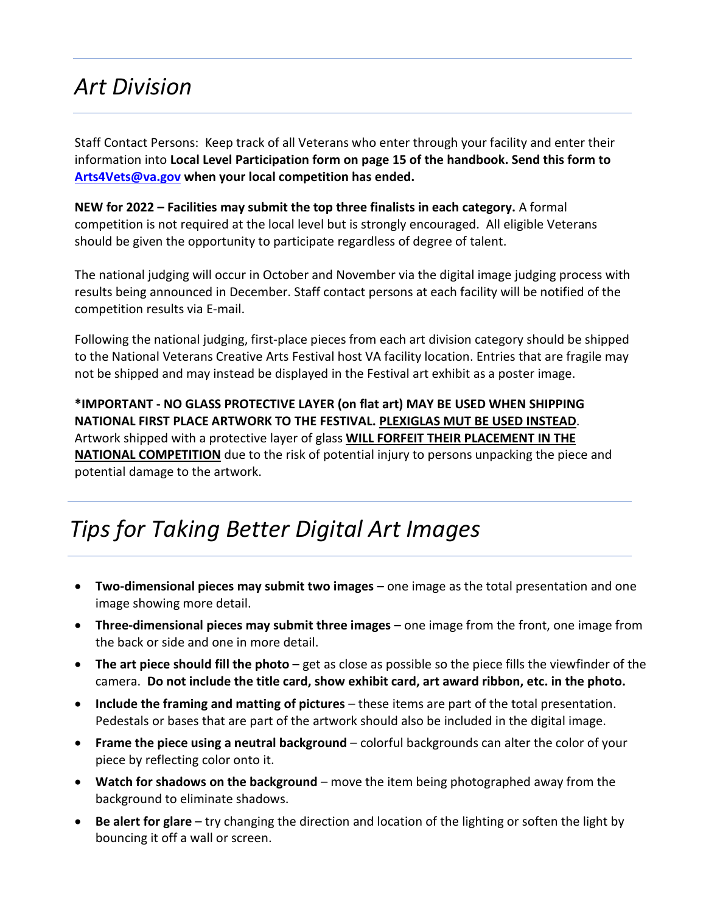## *Art Division*

Staff Contact Persons: Keep track of all Veterans who enter through your facility and enter their information into **Local Level Participation form on page 15 of the handbook. Send this form to [Arts4Vets@va.gov](mailto:Arts4Vets@va.gov) when your local competition has ended.**

**NEW for 2022 – Facilities may submit the top three finalists in each category.** A formal competition is not required at the local level but is strongly encouraged. All eligible Veterans should be given the opportunity to participate regardless of degree of talent.

The national judging will occur in October and November via the digital image judging process with results being announced in December. Staff contact persons at each facility will be notified of the competition results via E-mail.

Following the national judging, first-place pieces from each art division category should be shipped to the National Veterans Creative Arts Festival host VA facility location. Entries that are fragile may not be shipped and may instead be displayed in the Festival art exhibit as a poster image.

**\*IMPORTANT - NO GLASS PROTECTIVE LAYER (on flat art) MAY BE USED WHEN SHIPPING NATIONAL FIRST PLACE ARTWORK TO THE FESTIVAL. <u>PLEXIGLAS MUT BE USED INSTEAD</u>**. Artwork shipped with a protective layer of glass **<u>WILL FORFEIT THEIR PLACEMENT IN THE NATIONAL COMPETITION</u>** due to the risk of potential injury to persons unpacking the piece and potential damage to the artwork.

## *Tips for Taking Better Digital Art Images*

- **Two-dimensional pieces may submit two images** – one image as the total presentation and one image showing more detail.
- **Three-dimensional pieces may submit three images** – one image from the front, one image from the back or side and one in more detail.
- **The art piece should fill the photo** – get as close as possible so the piece fills the viewfinder of the camera. **Do not include the title card, show exhibit card, art award ribbon, etc. in the photo.**
- **Include the framing and matting of pictures** – these items are part of the total presentation. Pedestals or bases that are part of the artwork should also be included in the digital image.
- **Frame the piece using a neutral background** – colorful backgrounds can alter the color of your piece by reflecting color onto it.
- **Watch for shadows on the background** – move the item being photographed away from the background to eliminate shadows.
- **Be alert for glare** – try changing the direction and location of the lighting or soften the light by bouncing it off a wall or screen.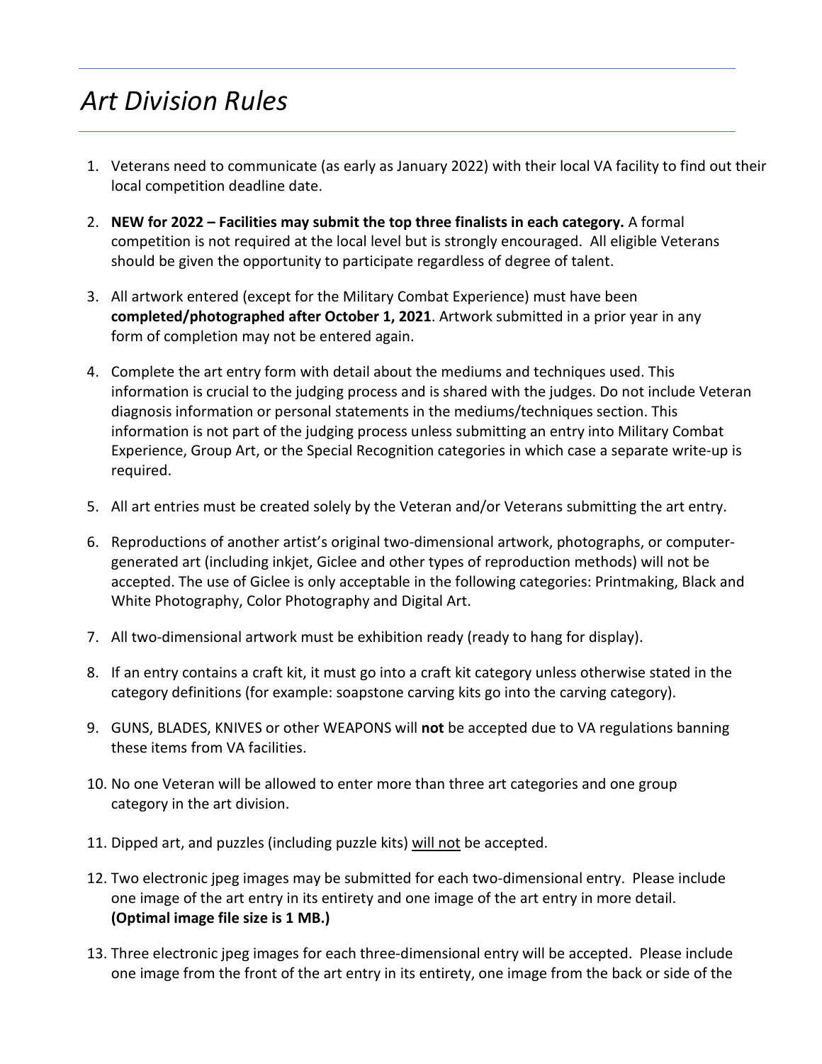# *Art Division Rules*

1. Veterans need to communicate (as early as January 2022) with their local VA facility to find out their local competition deadline date.
2. **NEW for 2022 – Facilities may submit the top three finalists in each category.** A formal competition is not required at the local level but is strongly encouraged. All eligible Veterans should be given the opportunity to participate regardless of degree of talent.
3. All artwork entered (except for the Military Combat Experience) must have been **completed/photographed after October 1, 2021**. Artwork submitted in a prior year in any form of completion may not be entered again.
4. Complete the art entry form with detail about the mediums and techniques used. This information is crucial to the judging process and is shared with the judges. Do not include Veteran diagnosis information or personal statements in the mediums/techniques section. This information is not part of the judging process unless submitting an entry into Military Combat Experience, Group Art, or the Special Recognition categories in which case a separate write-up is required.
5. All art entries must be created solely by the Veteran and/or Veterans submitting the art entry.
6. Reproductions of another artist's original two-dimensional artwork, photographs, or computer-generated art (including inkjet, Giclee and other types of reproduction methods) will not be accepted. The use of Giclee is only acceptable in the following categories: Printmaking, Black and White Photography, Color Photography and Digital Art.
7. All two-dimensional artwork must be exhibition ready (ready to hang for display).
8. If an entry contains a craft kit, it must go into a craft kit category unless otherwise stated in the category definitions (for example: soapstone carving kits go into the carving category).
9. GUNS, BLADES, KNIVES or other WEAPONS will **not** be accepted due to VA regulations banning these items from VA facilities.
10. No one Veteran will be allowed to enter more than three art categories and one group category in the art division.
11. Dipped art, and puzzles (including puzzle kits) <u>will not</u> be accepted.
12. Two electronic jpeg images may be submitted for each two-dimensional entry. Please include one image of the art entry in its entirety and one image of the art entry in more detail. **(Optimal image file size is 1 MB.)**
13. Three electronic jpeg images for each three-dimensional entry will be accepted. Please include one image from the front of the art entry in its entirety, one image from the back or side of the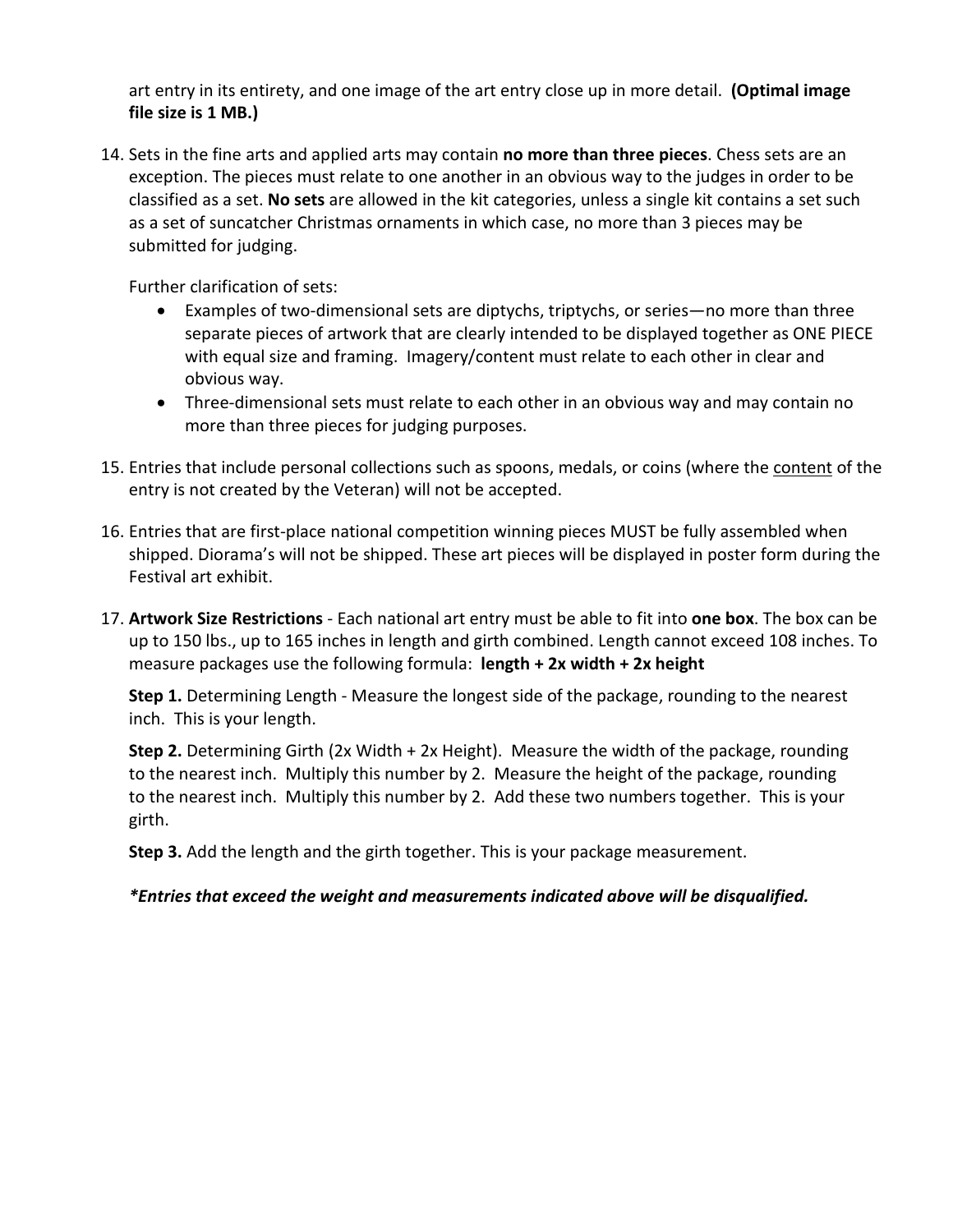art entry in its entirety, and one image of the art entry close up in more detail. **(Optimal image file size is 1 MB.)**

14. Sets in the fine arts and applied arts may contain **no more than three pieces**. Chess sets are an exception. The pieces must relate to one another in an obvious way to the judges in order to be classified as a set. **No sets** are allowed in the kit categories, unless a single kit contains a set such as a set of suncatcher Christmas ornaments in which case, no more than 3 pieces may be submitted for judging.

    Further clarification of sets:

    - Examples of two-dimensional sets are diptychs, triptychs, or series—no more than three separate pieces of artwork that are clearly intended to be displayed together as ONE PIECE with equal size and framing. Imagery/content must relate to each other in clear and obvious way.
    - Three-dimensional sets must relate to each other in an obvious way and may contain no more than three pieces for judging purposes.

15. Entries that include personal collections such as spoons, medals, or coins (where the <u>content</u> of the entry is not created by the Veteran) will not be accepted.

16. Entries that are first-place national competition winning pieces MUST be fully assembled when shipped. Diorama's will not be shipped. These art pieces will be displayed in poster form during the Festival art exhibit.

17. **Artwork Size Restrictions** - Each national art entry must be able to fit into **one box**. The box can be up to 150 lbs., up to 165 inches in length and girth combined. Length cannot exceed 108 inches. To measure packages use the following formula: **length + 2x width + 2x height**

    **Step 1.** Determining Length - Measure the longest side of the package, rounding to the nearest inch. This is your length.

    **Step 2.** Determining Girth (2x Width + 2x Height). Measure the width of the package, rounding to the nearest inch. Multiply this number by 2. Measure the height of the package, rounding to the nearest inch. Multiply this number by 2. Add these two numbers together. This is your girth.

    **Step 3.** Add the length and the girth together. This is your package measurement.

    ***Entries that exceed the weight and measurements indicated above will be disqualified.***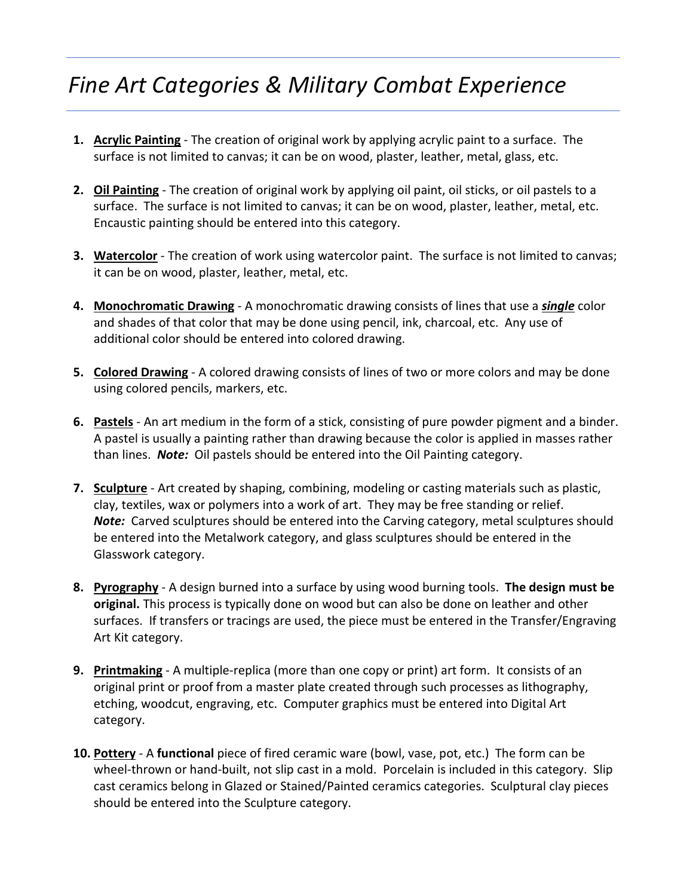# *Fine Art Categories & Military Combat Experience*

1. **Acrylic Painting** - The creation of original work by applying acrylic paint to a surface. The surface is not limited to canvas; it can be on wood, plaster, leather, metal, glass, etc.

2. **Oil Painting** - The creation of original work by applying oil paint, oil sticks, or oil pastels to a surface. The surface is not limited to canvas; it can be on wood, plaster, leather, metal, etc. Encaustic painting should be entered into this category.

3. **Watercolor** - The creation of work using watercolor paint. The surface is not limited to canvas; it can be on wood, plaster, leather, metal, etc.

4. **Monochromatic Drawing** - A monochromatic drawing consists of lines that use a ***single*** color and shades of that color that may be done using pencil, ink, charcoal, etc. Any use of additional color should be entered into colored drawing.

5. **Colored Drawing** - A colored drawing consists of lines of two or more colors and may be done using colored pencils, markers, etc.

6. **Pastels** - An art medium in the form of a stick, consisting of pure powder pigment and a binder. A pastel is usually a painting rather than drawing because the color is applied in masses rather than lines. ***Note:*** Oil pastels should be entered into the Oil Painting category.

7. **Sculpture** - Art created by shaping, combining, modeling or casting materials such as plastic, clay, textiles, wax or polymers into a work of art. They may be free standing or relief. ***Note:*** Carved sculptures should be entered into the Carving category, metal sculptures should be entered into the Metalwork category, and glass sculptures should be entered in the Glasswork category.

8. **Pyrography** - A design burned into a surface by using wood burning tools. **The design must be original.** This process is typically done on wood but can also be done on leather and other surfaces. If transfers or tracings are used, the piece must be entered in the Transfer/Engraving Art Kit category.

9. **Printmaking** - A multiple-replica (more than one copy or print) art form. It consists of an original print or proof from a master plate created through such processes as lithography, etching, woodcut, engraving, etc. Computer graphics must be entered into Digital Art category.

10. **Pottery** - A **functional** piece of fired ceramic ware (bowl, vase, pot, etc.) The form can be wheel-thrown or hand-built, not slip cast in a mold. Porcelain is included in this category. Slip cast ceramics belong in Glazed or Stained/Painted ceramics categories. Sculptural clay pieces should be entered into the Sculpture category.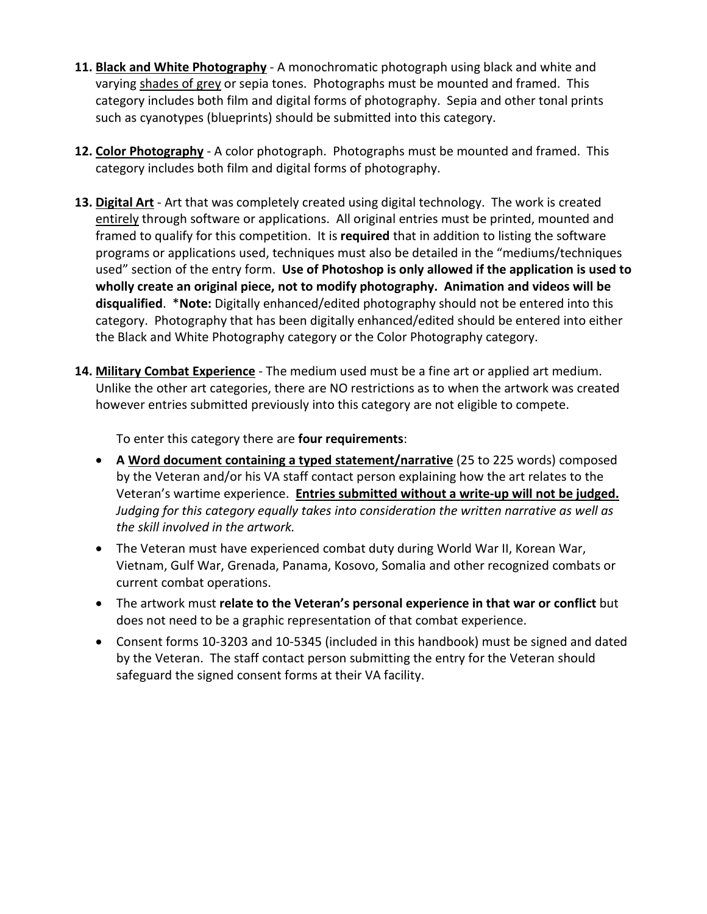11. **Black and White Photography** - A monochromatic photograph using black and white and varying shades of grey or sepia tones. Photographs must be mounted and framed. This category includes both film and digital forms of photography. Sepia and other tonal prints such as cyanotypes (blueprints) should be submitted into this category.

12. **Color Photography** - A color photograph. Photographs must be mounted and framed. This category includes both film and digital forms of photography.

13. **Digital Art** - Art that was completely created using digital technology. The work is created entirely through software or applications. All original entries must be printed, mounted and framed to qualify for this competition. It is **required** that in addition to listing the software programs or applications used, techniques must also be detailed in the "mediums/techniques used" section of the entry form. **Use of Photoshop is only allowed if the application is used to wholly create an original piece, not to modify photography. Animation and videos will be disqualified**. ***Note:** Digitally enhanced/edited photography should not be entered into this category. Photography that has been digitally enhanced/edited should be entered into either the Black and White Photography category or the Color Photography category.

14. **Military Combat Experience** - The medium used must be a fine art or applied art medium. Unlike the other art categories, there are NO restrictions as to when the artwork was created however entries submitted previously into this category are not eligible to compete.

    To enter this category there are **four requirements**:

    - **A Word document containing a typed statement/narrative** (25 to 225 words) composed by the Veteran and/or his VA staff contact person explaining how the art relates to the Veteran's wartime experience. **Entries submitted without a write-up will not be judged.** *Judging for this category equally takes into consideration the written narrative as well as the skill involved in the artwork.*
    - The Veteran must have experienced combat duty during World War II, Korean War, Vietnam, Gulf War, Grenada, Panama, Kosovo, Somalia and other recognized combats or current combat operations.
    - The artwork must **relate to the Veteran's personal experience in that war or conflict** but does not need to be a graphic representation of that combat experience.
    - Consent forms 10-3203 and 10-5345 (included in this handbook) must be signed and dated by the Veteran. The staff contact person submitting the entry for the Veteran should safeguard the signed consent forms at their VA facility.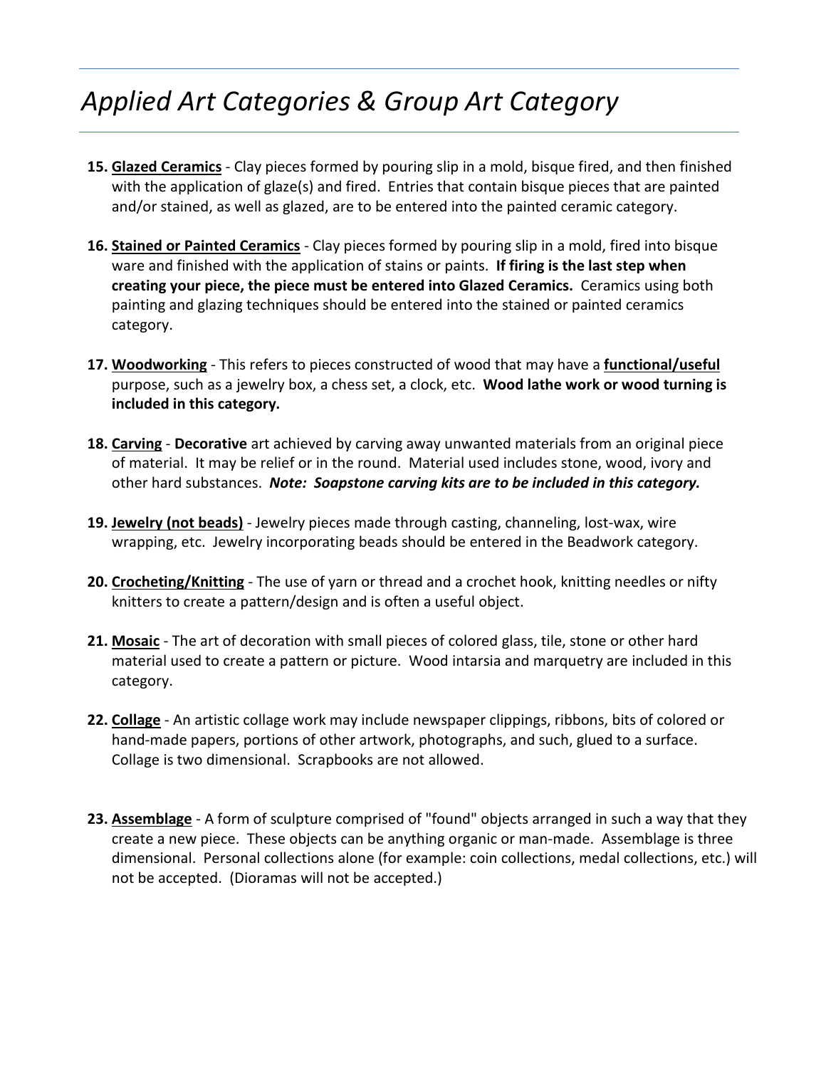# *Applied Art Categories & Group Art Category*

15. **Glazed Ceramics** - Clay pieces formed by pouring slip in a mold, bisque fired, and then finished with the application of glaze(s) and fired. Entries that contain bisque pieces that are painted and/or stained, as well as glazed, are to be entered into the painted ceramic category.

16. **Stained or Painted Ceramics** - Clay pieces formed by pouring slip in a mold, fired into bisque ware and finished with the application of stains or paints. **If firing is the last step when creating your piece, the piece must be entered into Glazed Ceramics.** Ceramics using both painting and glazing techniques should be entered into the stained or painted ceramics category.

17. **Woodworking** - This refers to pieces constructed of wood that may have a **functional/useful** purpose, such as a jewelry box, a chess set, a clock, etc. **Wood lathe work or wood turning is included in this category.**

18. **Carving** - **Decorative** art achieved by carving away unwanted materials from an original piece of material. It may be relief or in the round. Material used includes stone, wood, ivory and other hard substances. ***Note: Soapstone carving kits are to be included in this category.***

19. **Jewelry (not beads)** - Jewelry pieces made through casting, channeling, lost-wax, wire wrapping, etc. Jewelry incorporating beads should be entered in the Beadwork category.

20. **Crocheting/Knitting** - The use of yarn or thread and a crochet hook, knitting needles or nifty knitters to create a pattern/design and is often a useful object.

21. **Mosaic** - The art of decoration with small pieces of colored glass, tile, stone or other hard material used to create a pattern or picture. Wood intarsia and marquetry are included in this category.

22. **Collage** - An artistic collage work may include newspaper clippings, ribbons, bits of colored or hand-made papers, portions of other artwork, photographs, and such, glued to a surface. Collage is two dimensional. Scrapbooks are not allowed.

23. **Assemblage** - A form of sculpture comprised of "found" objects arranged in such a way that they create a new piece. These objects can be anything organic or man-made. Assemblage is three dimensional. Personal collections alone (for example: coin collections, medal collections, etc.) will not be accepted. (Dioramas will not be accepted.)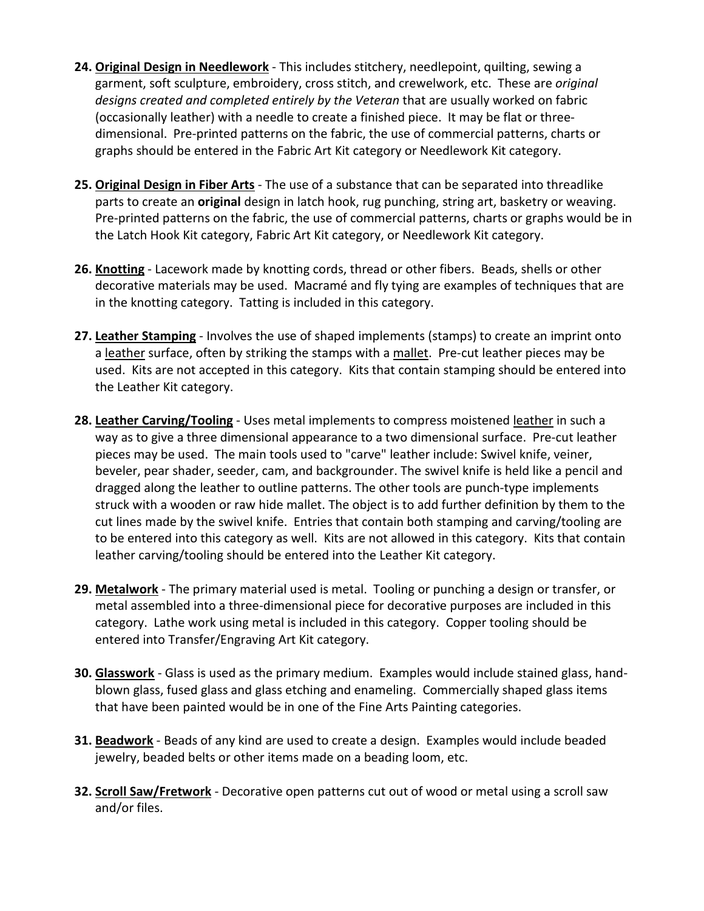24. **Original Design in Needlework** - This includes stitchery, needlepoint, quilting, sewing a garment, soft sculpture, embroidery, cross stitch, and crewelwork, etc. These are *original designs created and completed entirely by the Veteran* that are usually worked on fabric (occasionally leather) with a needle to create a finished piece. It may be flat or three-dimensional. Pre-printed patterns on the fabric, the use of commercial patterns, charts or graphs should be entered in the Fabric Art Kit category or Needlework Kit category.

25. **Original Design in Fiber Arts** - The use of a substance that can be separated into threadlike parts to create an **original** design in latch hook, rug punching, string art, basketry or weaving. Pre-printed patterns on the fabric, the use of commercial patterns, charts or graphs would be in the Latch Hook Kit category, Fabric Art Kit category, or Needlework Kit category.

26. **Knotting** - Lacework made by knotting cords, thread or other fibers. Beads, shells or other decorative materials may be used. Macramé and fly tying are examples of techniques that are in the knotting category. Tatting is included in this category.

27. **Leather Stamping** - Involves the use of shaped implements (stamps) to create an imprint onto a leather surface, often by striking the stamps with a mallet. Pre-cut leather pieces may be used. Kits are not accepted in this category. Kits that contain stamping should be entered into the Leather Kit category.

28. **Leather Carving/Tooling** - Uses metal implements to compress moistened leather in such a way as to give a three dimensional appearance to a two dimensional surface. Pre-cut leather pieces may be used. The main tools used to "carve" leather include: Swivel knife, veiner, beveler, pear shader, seeder, cam, and backgrounder. The swivel knife is held like a pencil and dragged along the leather to outline patterns. The other tools are punch-type implements struck with a wooden or raw hide mallet. The object is to add further definition by them to the cut lines made by the swivel knife. Entries that contain both stamping and carving/tooling are to be entered into this category as well. Kits are not allowed in this category. Kits that contain leather carving/tooling should be entered into the Leather Kit category.

29. **Metalwork** - The primary material used is metal. Tooling or punching a design or transfer, or metal assembled into a three-dimensional piece for decorative purposes are included in this category. Lathe work using metal is included in this category. Copper tooling should be entered into Transfer/Engraving Art Kit category.

30. **Glasswork** - Glass is used as the primary medium. Examples would include stained glass, hand-blown glass, fused glass and glass etching and enameling. Commercially shaped glass items that have been painted would be in one of the Fine Arts Painting categories.

31. **Beadwork** - Beads of any kind are used to create a design. Examples would include beaded jewelry, beaded belts or other items made on a beading loom, etc.

32. **Scroll Saw/Fretwork** - Decorative open patterns cut out of wood or metal using a scroll saw and/or files.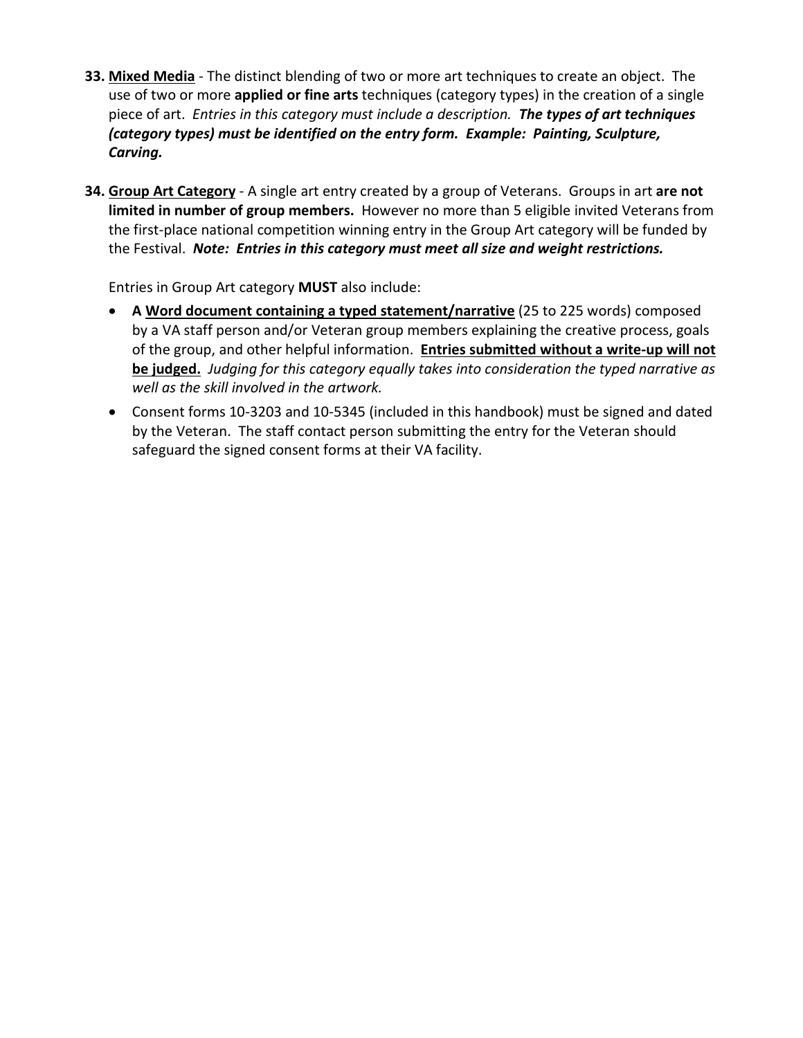33. **<u>Mixed Media</u>** - The distinct blending of two or more art techniques to create an object. The use of two or more **applied or fine arts** techniques (category types) in the creation of a single piece of art. *Entries in this category must include a description.* ***The types of art techniques (category types) must be identified on the entry form. Example: Painting, Sculpture, Carving.***

34. **<u>Group Art Category</u>** - A single art entry created by a group of Veterans. Groups in art **are not limited in number of group members.** However no more than 5 eligible invited Veterans from the first-place national competition winning entry in the Group Art category will be funded by the Festival. ***Note: Entries in this category must meet all size and weight restrictions.***

    Entries in Group Art category **MUST** also include:

    - **A <u>Word document containing a typed statement/narrative</u>** (25 to 225 words) composed by a VA staff person and/or Veteran group members explaining the creative process, goals of the group, and other helpful information. **<u>Entries submitted without a write-up will not be judged.</u>** *Judging for this category equally takes into consideration the typed narrative as well as the skill involved in the artwork.*
    - Consent forms 10-3203 and 10-5345 (included in this handbook) must be signed and dated by the Veteran. The staff contact person submitting the entry for the Veteran should safeguard the signed consent forms at their VA facility.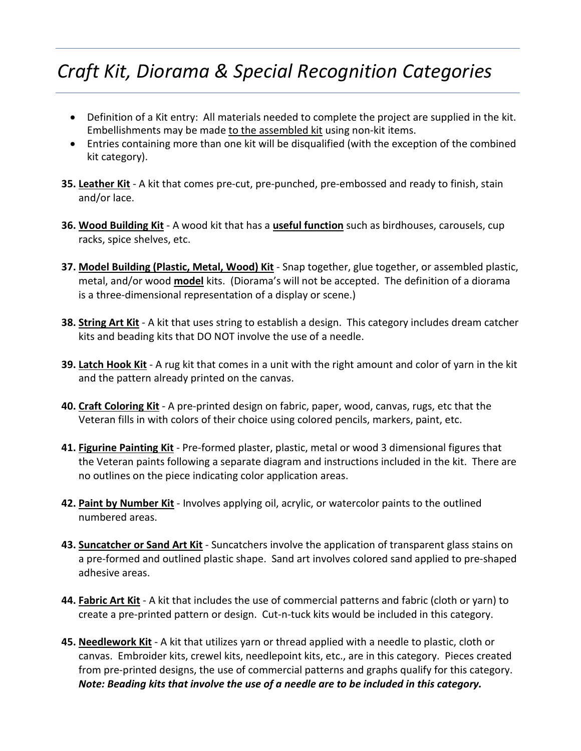# *Craft Kit, Diorama & Special Recognition Categories*

- Definition of a Kit entry: All materials needed to complete the project are supplied in the kit. Embellishments may be made <u>to the assembled kit</u> using non-kit items.
- Entries containing more than one kit will be disqualified (with the exception of the combined kit category).

**35. <u>Leather Kit</u>** - A kit that comes pre-cut, pre-punched, pre-embossed and ready to finish, stain and/or lace.

**36. <u>Wood Building Kit</u>** - A wood kit that has a **<u>useful function</u>** such as birdhouses, carousels, cup racks, spice shelves, etc.

**37. <u>Model Building (Plastic, Metal, Wood) Kit</u>** - Snap together, glue together, or assembled plastic, metal, and/or wood **<u>model</u>** kits. (Diorama's will not be accepted. The definition of a diorama is a three-dimensional representation of a display or scene.)

**38. <u>String Art Kit</u>** - A kit that uses string to establish a design. This category includes dream catcher kits and beading kits that DO NOT involve the use of a needle.

**39. <u>Latch Hook Kit</u>** - A rug kit that comes in a unit with the right amount and color of yarn in the kit and the pattern already printed on the canvas.

**40. <u>Craft Coloring Kit</u>** - A pre-printed design on fabric, paper, wood, canvas, rugs, etc that the Veteran fills in with colors of their choice using colored pencils, markers, paint, etc.

**41. <u>Figurine Painting Kit</u>** - Pre-formed plaster, plastic, metal or wood 3 dimensional figures that the Veteran paints following a separate diagram and instructions included in the kit. There are no outlines on the piece indicating color application areas.

**42. <u>Paint by Number Kit</u>** - Involves applying oil, acrylic, or watercolor paints to the outlined numbered areas.

**43. <u>Suncatcher or Sand Art Kit</u>** - Suncatchers involve the application of transparent glass stains on a pre-formed and outlined plastic shape. Sand art involves colored sand applied to pre-shaped adhesive areas.

**44. <u>Fabric Art Kit</u>** - A kit that includes the use of commercial patterns and fabric (cloth or yarn) to create a pre-printed pattern or design. Cut-n-tuck kits would be included in this category.

**45. <u>Needlework Kit</u>** - A kit that utilizes yarn or thread applied with a needle to plastic, cloth or canvas. Embroider kits, crewel kits, needlepoint kits, etc., are in this category. Pieces created from pre-printed designs, the use of commercial patterns and graphs qualify for this category. ***Note: Beading kits that involve the use of a needle are to be included in this category.***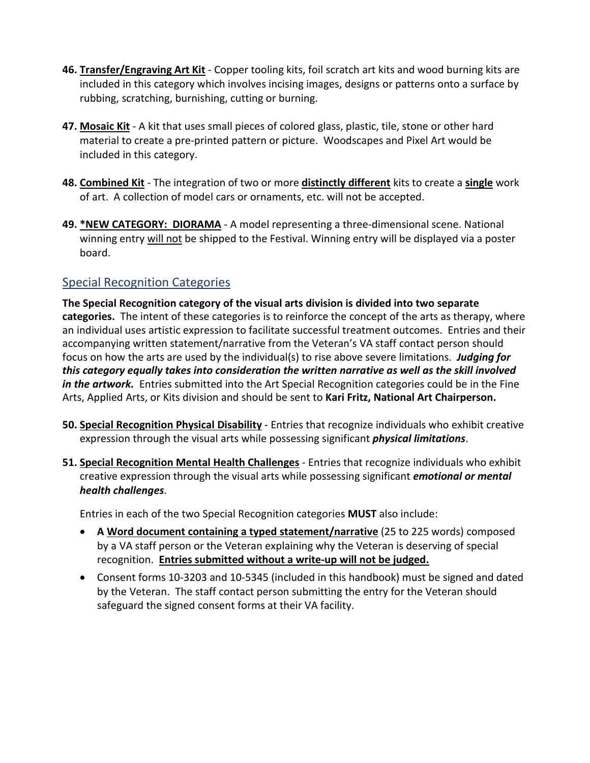46. **Transfer/Engraving Art Kit** - Copper tooling kits, foil scratch art kits and wood burning kits are included in this category which involves incising images, designs or patterns onto a surface by rubbing, scratching, burnishing, cutting or burning.

47. **Mosaic Kit** - A kit that uses small pieces of colored glass, plastic, tile, stone or other hard material to create a pre-printed pattern or picture. Woodscapes and Pixel Art would be included in this category.

48. **Combined Kit** - The integration of two or more **distinctly different** kits to create a **single** work of art. A collection of model cars or ornaments, etc. will not be accepted.

49. ***NEW CATEGORY: DIORAMA** - A model representing a three-dimensional scene. National winning entry will not be shipped to the Festival. Winning entry will be displayed via a poster board.

## Special Recognition Categories

**The Special Recognition category of the visual arts division is divided into two separate categories.** The intent of these categories is to reinforce the concept of the arts as therapy, where an individual uses artistic expression to facilitate successful treatment outcomes. Entries and their accompanying written statement/narrative from the Veteran's VA staff contact person should focus on how the arts are used by the individual(s) to rise above severe limitations. ***Judging for this category equally takes into consideration the written narrative as well as the skill involved in the artwork.*** Entries submitted into the Art Special Recognition categories could be in the Fine Arts, Applied Arts, or Kits division and should be sent to **Kari Fritz, National Art Chairperson.**

50. **Special Recognition Physical Disability** - Entries that recognize individuals who exhibit creative expression through the visual arts while possessing significant ***physical limitations***.

51. **Special Recognition Mental Health Challenges** - Entries that recognize individuals who exhibit creative expression through the visual arts while possessing significant ***emotional or mental health challenges***.

    Entries in each of the two Special Recognition categories **MUST** also include:

    - **A Word document containing a typed statement/narrative** (25 to 225 words) composed by a VA staff person or the Veteran explaining why the Veteran is deserving of special recognition. **Entries submitted without a write-up will not be judged.**
    - Consent forms 10-3203 and 10-5345 (included in this handbook) must be signed and dated by the Veteran. The staff contact person submitting the entry for the Veteran should safeguard the signed consent forms at their VA facility.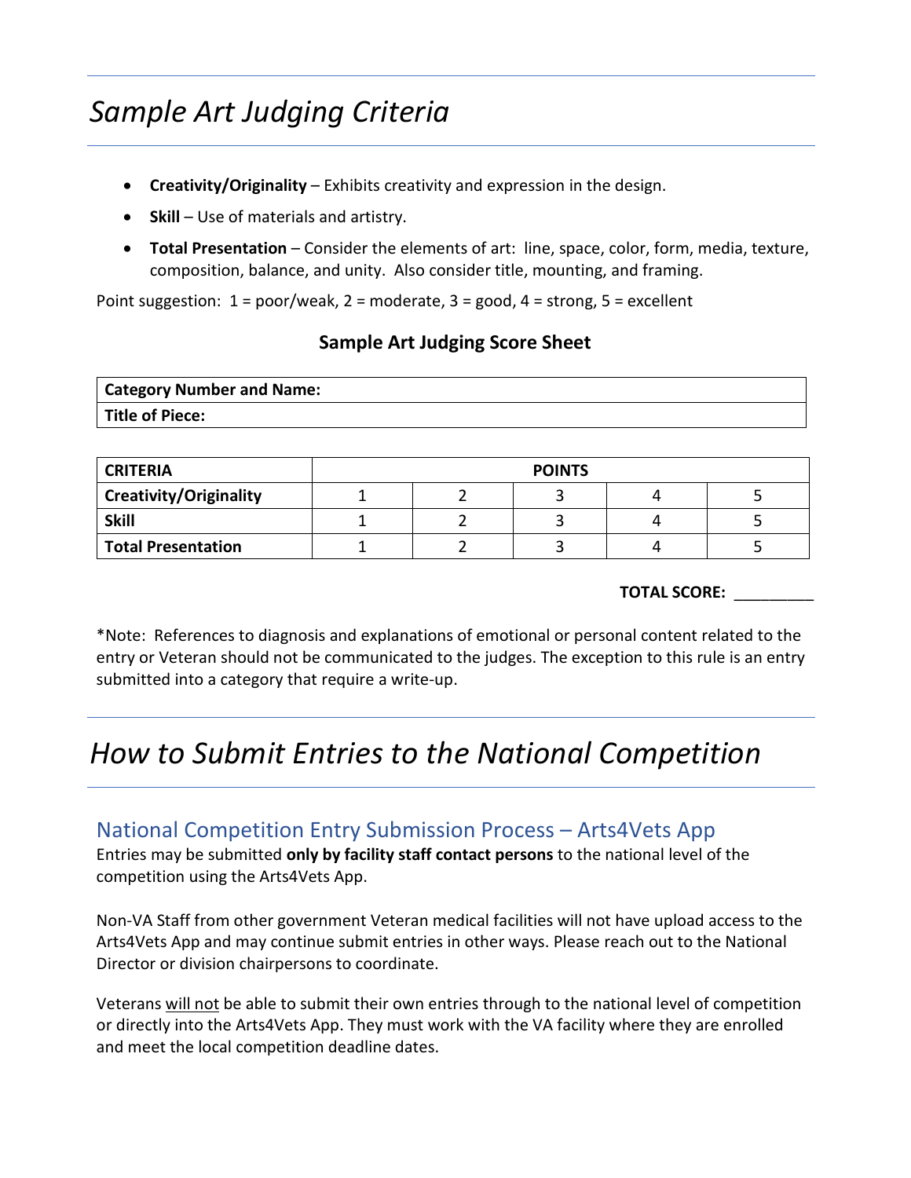# *Sample Art Judging Criteria*

- **Creativity/Originality** – Exhibits creativity and expression in the design.
- **Skill** – Use of materials and artistry.
- **Total Presentation** – Consider the elements of art: line, space, color, form, media, texture, composition, balance, and unity. Also consider title, mounting, and framing.

Point suggestion: 1 = poor/weak, 2 = moderate, 3 = good, 4 = strong, 5 = excellent

### Sample Art Judging Score Sheet

| **Category Number and Name:** |
|---|
| **Title of Piece:** |

| **CRITERIA** | **POINTS** | | | | |
|---|---|---|---|---|---|
| **Creativity/Originality** | 1 | 2 | 3 | 4 | 5 |
| **Skill** | 1 | 2 | 3 | 4 | 5 |
| **Total Presentation** | 1 | 2 | 3 | 4 | 5 |

**TOTAL SCORE:** _________

*Note: References to diagnosis and explanations of emotional or personal content related to the entry or Veteran should not be communicated to the judges. The exception to this rule is an entry submitted into a category that require a write-up.

# *How to Submit Entries to the National Competition*

## National Competition Entry Submission Process – Arts4Vets App

Entries may be submitted **only by facility staff contact persons** to the national level of the competition using the Arts4Vets App.

Non-VA Staff from other government Veteran medical facilities will not have upload access to the Arts4Vets App and may continue submit entries in other ways. Please reach out to the National Director or division chairpersons to coordinate.

Veterans <u>will not</u> be able to submit their own entries through to the national level of competition or directly into the Arts4Vets App. They must work with the VA facility where they are enrolled and meet the local competition deadline dates.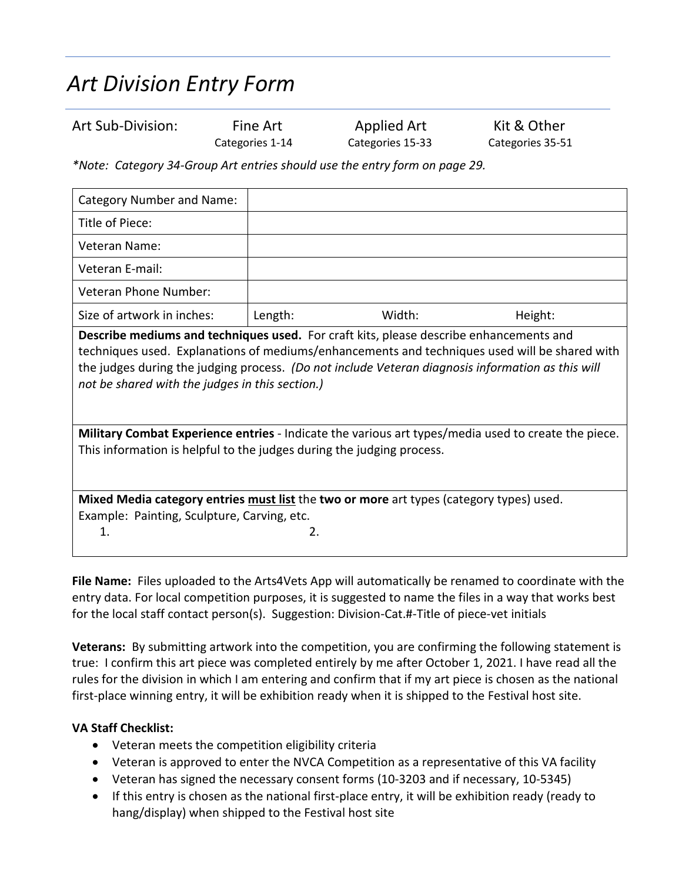# *Art Division Entry Form*

| Art Sub-Division: | Fine Art | Applied Art | Kit & Other |
|---|---|---|---|
| | Categories 1-14 | Categories 15-33 | Categories 35-51 |

*\*Note: Category 34-Group Art entries should use the entry form on page 29.*

| Category Number and Name: | | | |
|---|---|---|---|
| Title of Piece: | | | |
| Veteran Name: | | | |
| Veteran E-mail: | | | |
| Veteran Phone Number: | | | |
| Size of artwork in inches: | Length: | Width: | Height: |

**Describe mediums and techniques used.** For craft kits, please describe enhancements and techniques used. Explanations of mediums/enhancements and techniques used will be shared with the judges during the judging process. *(Do not include Veteran diagnosis information as this will not be shared with the judges in this section.)*

**Military Combat Experience entries** - Indicate the various art types/media used to create the piece. This information is helpful to the judges during the judging process.

**Mixed Media category entries <u>must list</u>** the **two or more** art types (category types) used.
Example: Painting, Sculpture, Carving, etc.

1. 
2. 

**File Name:** Files uploaded to the Arts4Vets App will automatically be renamed to coordinate with the entry data. For local competition purposes, it is suggested to name the files in a way that works best for the local staff contact person(s). Suggestion: Division-Cat.#-Title of piece-vet initials

**Veterans:** By submitting artwork into the competition, you are confirming the following statement is true: I confirm this art piece was completed entirely by me after October 1, 2021. I have read all the rules for the division in which I am entering and confirm that if my art piece is chosen as the national first-place winning entry, it will be exhibition ready when it is shipped to the Festival host site.

**VA Staff Checklist:**

- Veteran meets the competition eligibility criteria
- Veteran is approved to enter the NVCA Competition as a representative of this VA facility
- Veteran has signed the necessary consent forms (10-3203 and if necessary, 10-5345)
- If this entry is chosen as the national first-place entry, it will be exhibition ready (ready to hang/display) when shipped to the Festival host site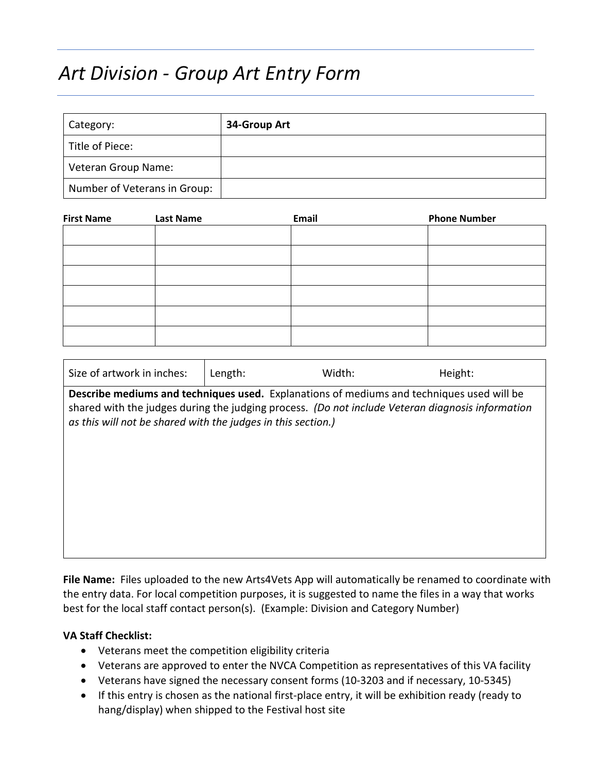# Art Division - Group Art Entry Form

| Category: | **34-Group Art** |
|---|---|
| Title of Piece: | |
| Veteran Group Name: | |
| Number of Veterans in Group: | |

| **First Name** | **Last Name** | **Email** | **Phone Number** |
|---|---|---|---|
| | | | |
| | | | |
| | | | |
| | | | |
| | | | |
| | | | |

| Size of artwork in inches: | Length: | Width: | Height: |
|---|---|---|---|

**Describe mediums and techniques used.** Explanations of mediums and techniques used will be shared with the judges during the judging process. *(Do not include Veteran diagnosis information as this will not be shared with the judges in this section.)*

**File Name:** Files uploaded to the new Arts4Vets App will automatically be renamed to coordinate with the entry data. For local competition purposes, it is suggested to name the files in a way that works best for the local staff contact person(s). (Example: Division and Category Number)

**VA Staff Checklist:**

- Veterans meet the competition eligibility criteria
- Veterans are approved to enter the NVCA Competition as representatives of this VA facility
- Veterans have signed the necessary consent forms (10-3203 and if necessary, 10-5345)
- If this entry is chosen as the national first-place entry, it will be exhibition ready (ready to hang/display) when shipped to the Festival host site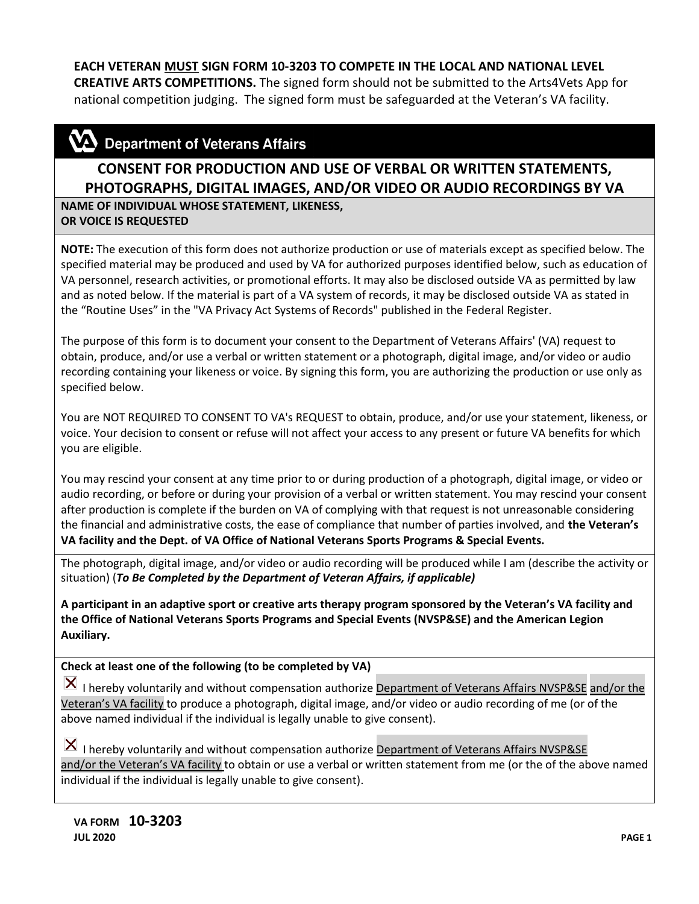**EACH VETERAN MUST SIGN FORM 10-3203 TO COMPETE IN THE LOCAL AND NATIONAL LEVEL CREATIVE ARTS COMPETITIONS.** The signed form should not be submitted to the Arts4Vets App for national competition judging. The signed form must be safeguarded at the Veteran's VA facility.

## Department of Veterans Affairs

# CONSENT FOR PRODUCTION AND USE OF VERBAL OR WRITTEN STATEMENTS, PHOTOGRAPHS, DIGITAL IMAGES, AND/OR VIDEO OR AUDIO RECORDINGS BY VA

**NAME OF INDIVIDUAL WHOSE STATEMENT, LIKENESS, OR VOICE IS REQUESTED**

**NOTE:** The execution of this form does not authorize production or use of materials except as specified below. The specified material may be produced and used by VA for authorized purposes identified below, such as education of VA personnel, research activities, or promotional efforts. It may also be disclosed outside VA as permitted by law and as noted below. If the material is part of a VA system of records, it may be disclosed outside VA as stated in the "Routine Uses" in the "VA Privacy Act Systems of Records" published in the Federal Register.

The purpose of this form is to document your consent to the Department of Veterans Affairs' (VA) request to obtain, produce, and/or use a verbal or written statement or a photograph, digital image, and/or video or audio recording containing your likeness or voice. By signing this form, you are authorizing the production or use only as specified below.

You are NOT REQUIRED TO CONSENT TO VA's REQUEST to obtain, produce, and/or use your statement, likeness, or voice. Your decision to consent or refuse will not affect your access to any present or future VA benefits for which you are eligible.

You may rescind your consent at any time prior to or during production of a photograph, digital image, or video or audio recording, or before or during your provision of a verbal or written statement. You may rescind your consent after production is complete if the burden on VA of complying with that request is not unreasonable considering the financial and administrative costs, the ease of compliance that number of parties involved, and **the Veteran's VA facility and the Dept. of VA Office of National Veterans Sports Programs & Special Events.**

The photograph, digital image, and/or video or audio recording will be produced while I am (describe the activity or situation) (***To Be Completed by the Department of Veteran Affairs, if applicable)***

**A participant in an adaptive sport or creative arts therapy program sponsored by the Veteran's VA facility and the Office of National Veterans Sports Programs and Special Events (NVSP&SE) and the American Legion Auxiliary.**

**Check at least one of the following (to be completed by VA)**

☒ I hereby voluntarily and without compensation authorize Department of Veterans Affairs NVSP&SE and/or the Veteran's VA facility to produce a photograph, digital image, and/or video or audio recording of me (or of the above named individual if the individual is legally unable to give consent).

☒ I hereby voluntarily and without compensation authorize Department of Veterans Affairs NVSP&SE and/or the Veteran's VA facility to obtain or use a verbal or written statement from me (or the of the above named individual if the individual is legally unable to give consent).

**VA FORM 10-3203**
**JUL 2020**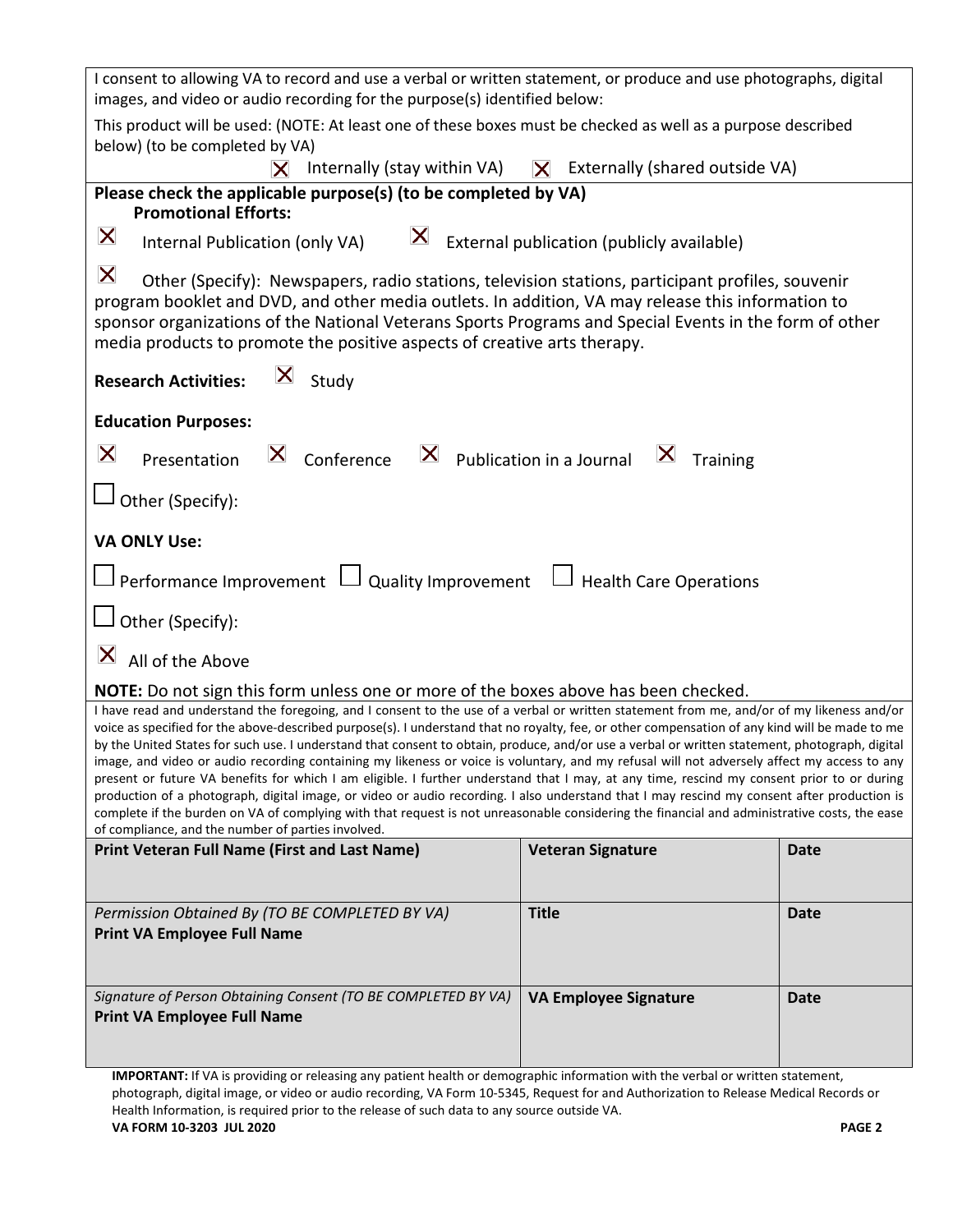I consent to allowing VA to record and use a verbal or written statement, or produce and use photographs, digital images, and video or audio recording for the purpose(s) identified below:

This product will be used: (NOTE: At least one of these boxes must be checked as well as a purpose described below) (to be completed by VA)

☒ Internally (stay within VA) ☒ Externally (shared outside VA)

**Please check the applicable purpose(s) (to be completed by VA)**

**Promotional Efforts:**

☒ Internal Publication (only VA) ☒ External publication (publicly available)

☒ Other (Specify): Newspapers, radio stations, television stations, participant profiles, souvenir program booklet and DVD, and other media outlets. In addition, VA may release this information to sponsor organizations of the National Veterans Sports Programs and Special Events in the form of other media products to promote the positive aspects of creative arts therapy.

**Research Activities:** ☒ Study

**Education Purposes:**

☒ Presentation ☒ Conference ☒ Publication in a Journal ☒ Training

☐ Other (Specify):

**VA ONLY Use:**

☐ Performance Improvement ☐ Quality Improvement ☐ Health Care Operations

☐ Other (Specify):

☒ All of the Above

**NOTE:** Do not sign this form unless one or more of the boxes above has been checked.

I have read and understand the foregoing, and I consent to the use of a verbal or written statement from me, and/or of my likeness and/or voice as specified for the above-described purpose(s). I understand that no royalty, fee, or other compensation of any kind will be made to me by the United States for such use. I understand that consent to obtain, produce, and/or use a verbal or written statement, photograph, digital image, and video or audio recording containing my likeness or voice is voluntary, and my refusal will not adversely affect my access to any present or future VA benefits for which I am eligible. I further understand that I may, at any time, rescind my consent prior to or during production of a photograph, digital image, or video or audio recording. I also understand that I may rescind my consent after production is complete if the burden on VA of complying with that request is not unreasonable considering the financial and administrative costs, the ease of compliance, and the number of parties involved.

| **Print Veteran Full Name (First and Last Name)** | **Veteran Signature** | **Date** |
|---|---|---|
| *Permission Obtained By (TO BE COMPLETED BY VA)* **Print VA Employee Full Name** | **Title** | **Date** |
| *Signature of Person Obtaining Consent (TO BE COMPLETED BY VA)* **Print VA Employee Full Name** | **VA Employee Signature** | **Date** |

**IMPORTANT:** If VA is providing or releasing any patient health or demographic information with the verbal or written statement, photograph, digital image, or video or audio recording, VA Form 10-5345, Request for and Authorization to Release Medical Records or Health Information, is required prior to the release of such data to any source outside VA.

**VA FORM 10-3203 JUL 2020**